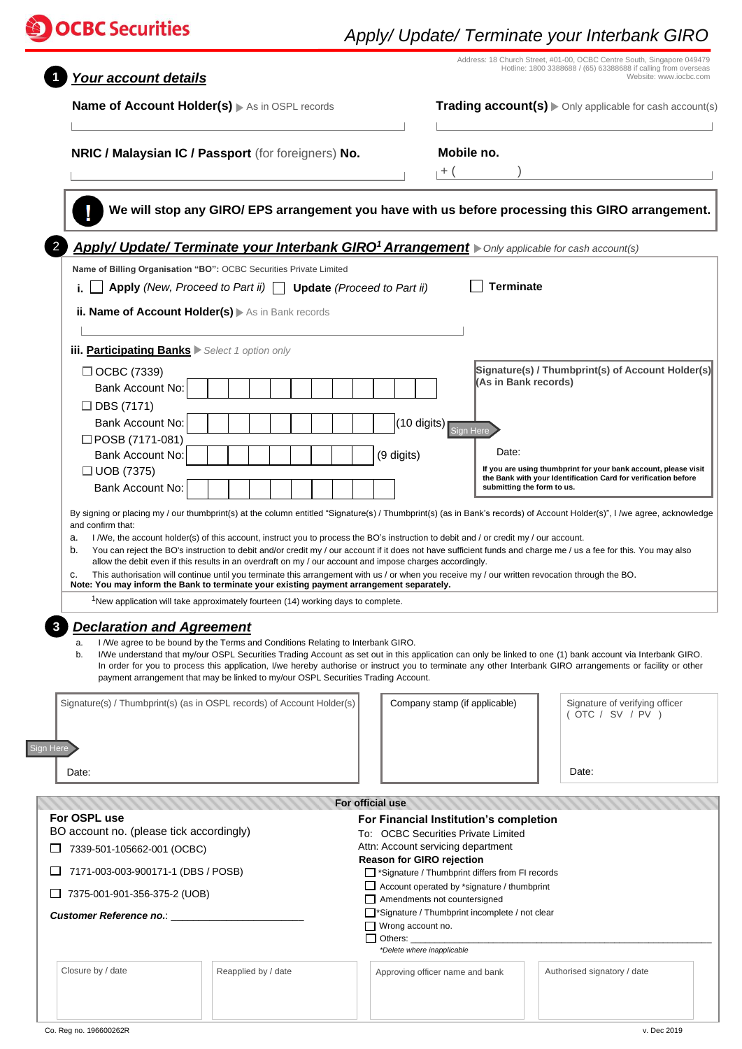# OCBC Securities

# Apply/ Update/ Terminate your Interbank GIRO

Address: 18 Church Street, #01-00, OCBC Centre South, Singapore 049479
Hotline: 1800 3388688 / (65) 63388688 if calling from overseas
Website: www.iocbc.com

## 1 Your account details

**Name of Account Holder(s)** ▶ As in OSPL records

**Trading account(s)** ▶ Only applicable for cash account(s)

**NRIC / Malaysian IC / Passport** (for foreigners) **No.**

**Mobile no.**
+ (        )

**We will stop any GIRO/ EPS arrangement you have with us before processing this GIRO arrangement.**

## 2 Apply/ Update/ Terminate your Interbank GIRO[1] Arrangement

▶ *Only applicable for cash account(s)*

**Name of Billing Organisation "BO":** OCBC Securities Private Limited

**i.** ☐ **Apply** *(New, Proceed to Part ii)* ☐ **Update** *(Proceed to Part ii)* ☐ **Terminate**

**ii. Name of Account Holder(s)** ▶ As in Bank records

**iii. Participating Banks** ▶ *Select 1 option only*

☐ OCBC (7339)
Bank Account No:

☐ DBS (7171)
Bank Account No: (10 digits)

☐ POSB (7171-081)
Bank Account No: (9 digits)

☐ UOB (7375)
Bank Account No:

**Signature(s) / Thumbprint(s) of Account Holder(s) (As in Bank records)**

Sign Here

Date:

**If you are using thumbprint for your bank account, please visit the Bank with your Identification Card for verification before submitting the form to us.**

By signing or placing my / our thumbprint(s) at the column entitled "Signature(s) / Thumbprint(s) (as in Bank's records) of Account Holder(s)", I /we agree, acknowledge and confirm that:

a. I /We, the account holder(s) of this account, instruct you to process the BO's instruction to debit and / or credit my / our account.

b. You can reject the BO's instruction to debit and/or credit my / our account if it does not have sufficient funds and charge me / us a fee for this. You may also allow the debit even if this results in an overdraft on my / our account and impose charges accordingly.

c. This authorisation will continue until you terminate this arrangement with us / or when you receive my / our written revocation through the BO.

**Note: You may inform the Bank to terminate your existing payment arrangement separately.**

[1]New application will take approximately fourteen (14) working days to complete.

## 3 Declaration and Agreement

a. I /We agree to be bound by the Terms and Conditions Relating to Interbank GIRO.

b. I/We understand that my/our OSPL Securities Trading Account as set out in this application can only be linked to one (1) bank account via Interbank GIRO. In order for you to process this application, I/we hereby authorise or instruct you to terminate any other Interbank GIRO arrangements or facility or other payment arrangement that may be linked to my/our OSPL Securities Trading Account.

| Signature(s) / Thumbprint(s) (as in OSPL records) of Account Holder(s) | Company stamp (if applicable) | Signature of verifying officer ( OTC / SV / PV ) |
|---|---|---|
| Sign Here<br>Date: | | Date: |

### For official use

**For OSPL use**

BO account no. (please tick accordingly)

☐ 7339-501-105662-001 (OCBC)

☐ 7171-003-003-900171-1 (DBS / POSB)

☐ 7375-001-901-356-375-2 (UOB)

***Customer Reference no.***: ______________________

**For Financial Institution's completion**

To: OCBC Securities Private Limited
Attn: Account servicing department

**Reason for GIRO rejection**

☐ *Signature / Thumbprint differs from FI records
☐ Account operated by *signature / thumbprint
☐ Amendments not countersigned
☐ *Signature / Thumbprint incomplete / not clear
☐ Wrong account no.
☐ Others: ______________________

*\*Delete where inapplicable*

| Closure by / date | Reapplied by / date | Approving officer name and bank | Authorised signatory / date |
|---|---|---|---|
| | | | |

Co. Reg no. 196600262R

v. Dec 2019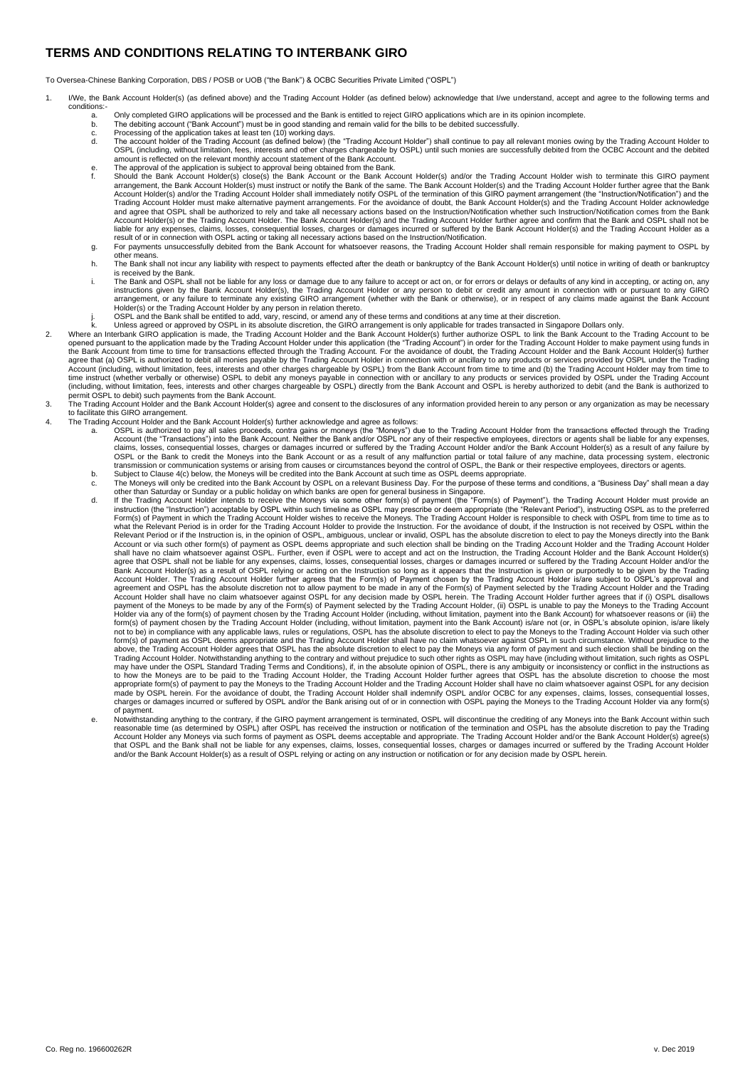# TERMS AND CONDITIONS RELATING TO INTERBANK GIRO

To Oversea-Chinese Banking Corporation, DBS / POSB or UOB ("the Bank") & OCBC Securities Private Limited ("OSPL")

1. I/We, the Bank Account Holder(s) (as defined above) and the Trading Account Holder (as defined below) acknowledge that I/we understand, accept and agree to the following terms and conditions:-
   a. Only completed GIRO applications will be processed and the Bank is entitled to reject GIRO applications which are in its opinion incomplete.
   b. The debiting account ("Bank Account") must be in good standing and remain valid for the bills to be debited successfully.
   c. Processing of the application takes at least ten (10) working days.
   d. The account holder of the Trading Account (as defined below) (the "Trading Account Holder") shall continue to pay all relevant monies owing by the Trading Account Holder to OSPL (including, without limitation, fees, interests and other charges chargeable by OSPL) until such monies are successfully debited from the OCBC Account and the debited amount is reflected on the relevant monthly account statement of the Bank Account.
   e. The approval of the application is subject to approval being obtained from the Bank.
   f. Should the Bank Account Holder(s) close(s) the Bank Account or the Bank Account Holder(s) and/or the Trading Account Holder wish to terminate this GIRO payment arrangement, the Bank Account Holder(s) must instruct or notify the Bank of the same. The Bank Account Holder(s) and the Trading Account Holder further agree that the Bank Account Holder(s) and/or the Trading Account Holder shall immediately notify OSPL of the termination of this GIRO payment arrangement (the "Instruction/Notification") and the Trading Account Holder must make alternative payment arrangements. For the avoidance of doubt, the Bank Account Holder(s) and the Trading Account Holder acknowledge and agree that OSPL shall be authorized to rely and take all necessary actions based on the Instruction/Notification whether such Instruction/Notification comes from the Bank Account Holder(s) or the Trading Account Holder. The Bank Account Holder(s) and the Trading Account Holder further agree and confirm that the Bank and OSPL shall not be liable for any expenses, claims, losses, consequential losses, charges or damages incurred or suffered by the Bank Account Holder(s) and the Trading Account Holder as a result of or in connection with OSPL acting or taking all necessary actions based on the Instruction/Notification.
   g. For payments unsuccessfully debited from the Bank Account for whatsoever reasons, the Trading Account Holder shall remain responsible for making payment to OSPL by other means.
   h. The Bank shall not incur any liability with respect to payments effected after the death or bankruptcy of the Bank Account Holder(s) until notice in writing of death or bankruptcy is received by the Bank.
   i. The Bank and OSPL shall not be liable for any loss or damage due to any failure to accept or act on, or for errors or delays or defaults of any kind in accepting, or acting on, any instructions given by the Bank Account Holder(s), the Trading Account Holder or any person to debit or credit any amount in connection with or pursuant to any GIRO arrangement, or any failure to terminate any existing GIRO arrangement (whether with the Bank or otherwise), or in respect of any claims made against the Bank Account Holder(s) or the Trading Account Holder by any person in relation thereto.
   j. OSPL and the Bank shall be entitled to add, vary, rescind, or amend any of these terms and conditions at any time at their discretion.
   k. Unless agreed or approved by OSPL in its absolute discretion, the GIRO arrangement is only applicable for trades transacted in Singapore Dollars only.
2. Where an Interbank GIRO application is made, the Trading Account Holder and the Bank Account Holder(s) further authorize OSPL to link the Bank Account to the Trading Account to be opened pursuant to the application made by the Trading Account Holder under this application (the "Trading Account") in order for the Trading Account Holder to make payment using funds in the Bank Account from time to time for transactions effected through the Trading Account. For the avoidance of doubt, the Trading Account Holder and the Bank Account Holder(s) further agree that (a) OSPL is authorized to debit all monies payable by the Trading Account Holder in connection with or ancillary to any products or services provided by OSPL under the Trading Account (including, without limitation, fees, interests and other charges chargeable by OSPL) from the Bank Account from time to time and (b) the Trading Account Holder may from time to time instruct (whether verbally or otherwise) OSPL to debit any moneys payable in connection with or ancillary to any products or services provided by OSPL under the Trading Account (including, without limitation, fees, interests and other charges chargeable by OSPL) directly from the Bank Account and OSPL is hereby authorized to debit (and the Bank is authorized to permit OSPL to debit) such payments from the Bank Account.
3. The Trading Account Holder and the Bank Account Holder(s) agree and consent to the disclosures of any information provided herein to any person or any organization as may be necessary to facilitate this GIRO arrangement.
4. The Trading Account Holder and the Bank Account Holder(s) further acknowledge and agree as follows:
   a. OSPL is authorized to pay all sales proceeds, contra gains or moneys (the "Moneys") due to the Trading Account Holder from the transactions effected through the Trading Account (the "Transactions") into the Bank Account. Neither the Bank and/or OSPL nor any of their respective employees, directors or agents shall be liable for any expenses, claims, losses, consequential losses, charges or damages incurred or suffered by the Trading Account Holder and/or the Bank Account Holder(s) as a result of any failure by OSPL or the Bank to credit the Moneys into the Bank Account or as a result of any malfunction partial or total failure of any machine, data processing system, electronic transmission or communication systems or arising from causes or circumstances beyond the control of OSPL, the Bank or their respective employees, directors or agents.
   b. Subject to Clause 4(c) below, the Moneys will be credited into the Bank Account at such time as OSPL deems appropriate.
   c. The Moneys will only be credited into the Bank Account by OSPL on a relevant Business Day. For the purpose of these terms and conditions, a "Business Day" shall mean a day other than Saturday or Sunday or a public holiday on which banks are open for general business in Singapore.
   d. If the Trading Account Holder intends to receive the Moneys via some other form(s) of payment (the "Form(s) of Payment"), the Trading Account Holder must provide an instruction (the "Instruction") acceptable by OSPL within such timeline as OSPL may prescribe or deem appropriate (the "Relevant Period"), instructing OSPL as to the preferred Form(s) of Payment in which the Trading Account Holder wishes to receive the Moneys. The Trading Account Holder is responsible to check with OSPL from time to time as to what the Relevant Period is in order for the Trading Account Holder to provide the Instruction. For the avoidance of doubt, if the Instruction is not received by OSPL within the Relevant Period or if the Instruction is, in the opinion of OSPL, ambiguous, unclear or invalid, OSPL has the absolute discretion to elect to pay the Moneys directly into the Bank Account or via such other form(s) of payment as OSPL deems appropriate and such election shall be binding on the Trading Account Holder and the Trading Account Holder shall have no claim whatsoever against OSPL. Further, even if OSPL were to accept and act on the Instruction, the Trading Account Holder and the Bank Account Holder(s) agree that OSPL shall not be liable for any expenses, claims, losses, consequential losses, charges or damages incurred or suffered by the Trading Account Holder and/or the Bank Account Holder(s) as a result of OSPL relying or acting on the Instruction so long as it appears that the Instruction is given or purportedly to be given by the Trading Account Holder. The Trading Account Holder further agrees that the Form(s) of Payment chosen by the Trading Account Holder is/are subject to OSPL's approval and agreement and OSPL has the absolute discretion not to allow payment to be made in any of the Form(s) of Payment selected by the Trading Account Holder and the Trading Account Holder shall have no claim whatsoever against OSPL for any decision made by OSPL herein. The Trading Account Holder further agrees that if (i) OSPL disallows payment of the Moneys to be made by any of the Form(s) of Payment selected by the Trading Account Holder, (ii) OSPL is unable to pay the Moneys to the Trading Account Holder via any of the form(s) of payment chosen by the Trading Account Holder (including, without limitation, payment into the Bank Account) for whatsoever reasons or (iii) the form(s) of payment chosen by the Trading Account Holder (including, without limitation, payment into the Bank Account) is/are not (or, in OSPL's absolute opinion, is/are likely not to be) in compliance with any applicable laws, rules or regulations, OSPL has the absolute discretion to elect to pay the Moneys to the Trading Account Holder via such other form(s) of payment as OSPL deems appropriate and the Trading Account Holder shall have no claim whatsoever against OSPL in such circumstance. Without prejudice to the above, the Trading Account Holder agrees that OSPL has the absolute discretion to elect to pay the Moneys via any form of payment and such election shall be binding on the Trading Account Holder. Notwithstanding anything to the contrary and without prejudice to such other rights as OSPL may have (including without limitation, such rights as OSPL may have under the OSPL Standard Trading Terms and Conditions), if, in the absolute opinion of OSPL, there is any ambiguity or inconsistency or conflict in the instructions as to how the Moneys are to be paid to the Trading Account Holder, the Trading Account Holder further agrees that OSPL has the absolute discretion to choose the most appropriate form(s) of payment to pay the Moneys to the Trading Account Holder and the Trading Account Holder shall have no claim whatsoever against OSPL for any decision made by OSPL herein. For the avoidance of doubt, the Trading Account Holder shall indemnify OSPL and/or OCBC for any expenses, claims, losses, consequential losses, charges or damages incurred or suffered by OSPL and/or the Bank arising out of or in connection with OSPL paying the Moneys to the Trading Account Holder via any form(s) of payment.
   e. Notwithstanding anything to the contrary, if the GIRO payment arrangement is terminated, OSPL will discontinue the crediting of any Moneys into the Bank Account within such reasonable time (as determined by OSPL) after OSPL has received the instruction or notification of the termination and OSPL has the absolute discretion to pay the Trading Account Holder any Moneys via such forms of payment as OSPL deems acceptable and appropriate. The Trading Account Holder and/or the Bank Account Holder(s) agree(s) that OSPL and the Bank shall not be liable for any expenses, claims, losses, consequential losses, charges or damages incurred or suffered by the Trading Account Holder and/or the Bank Account Holder(s) as a result of OSPL relying or acting on any instruction or notification or for any decision made by OSPL herein.

Co. Reg no. 196600262R

v. Dec 2019